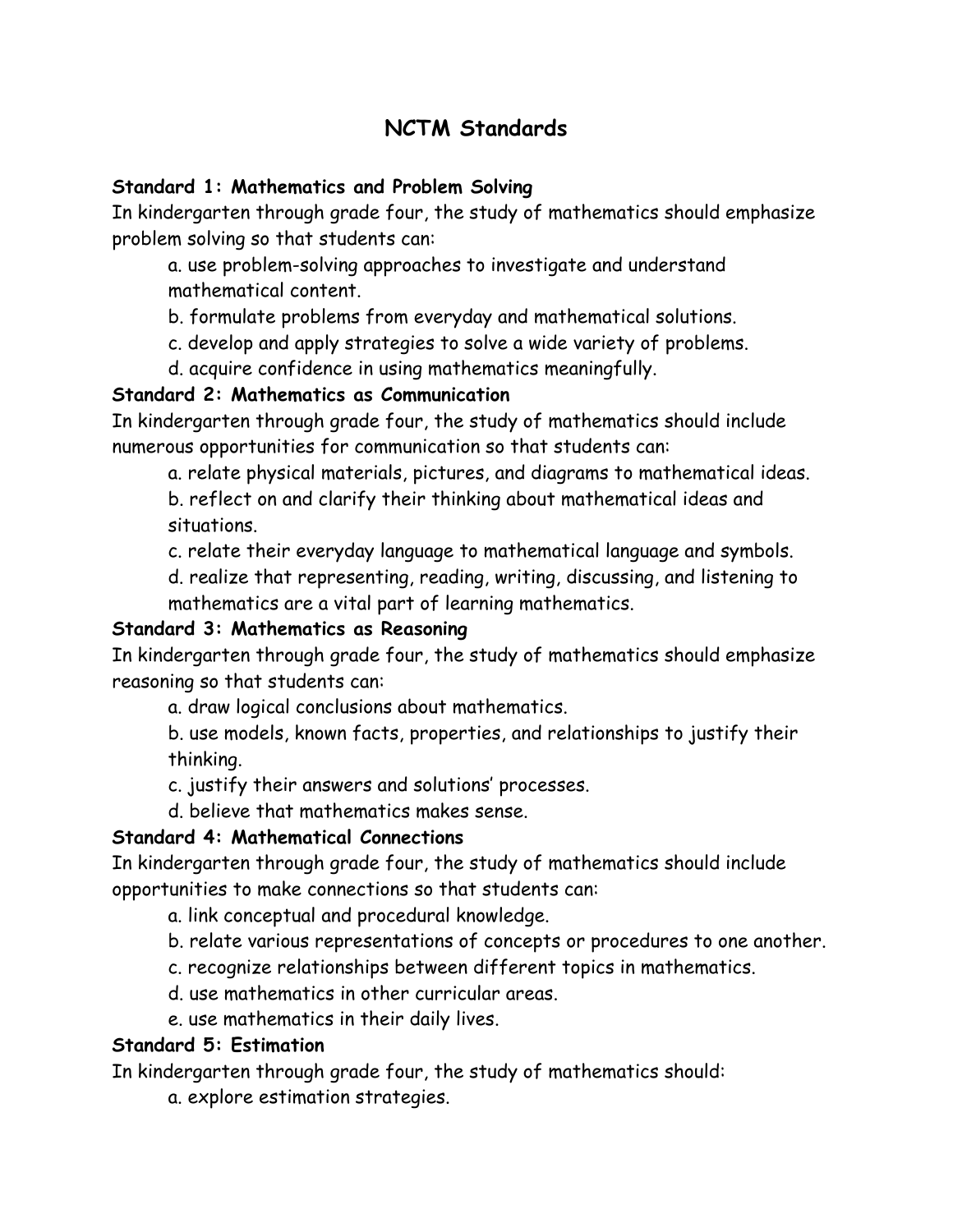# NCTM Standards

**Standard 1: Mathematics and Problem Solving**

In kindergarten through grade four, the study of mathematics should emphasize problem solving so that students can:

a. use problem-solving approaches to investigate and understand mathematical content.

b. formulate problems from everyday and mathematical solutions.

c. develop and apply strategies to solve a wide variety of problems.

d. acquire confidence in using mathematics meaningfully.

**Standard 2: Mathematics as Communication**

In kindergarten through grade four, the study of mathematics should include numerous opportunities for communication so that students can:

a. relate physical materials, pictures, and diagrams to mathematical ideas.

b. reflect on and clarify their thinking about mathematical ideas and situations.

c. relate their everyday language to mathematical language and symbols.

d. realize that representing, reading, writing, discussing, and listening to mathematics are a vital part of learning mathematics.

**Standard 3: Mathematics as Reasoning**

In kindergarten through grade four, the study of mathematics should emphasize reasoning so that students can:

a. draw logical conclusions about mathematics.

b. use models, known facts, properties, and relationships to justify their thinking.

c. justify their answers and solutions' processes.

d. believe that mathematics makes sense.

**Standard 4: Mathematical Connections**

In kindergarten through grade four, the study of mathematics should include opportunities to make connections so that students can:

a. link conceptual and procedural knowledge.

b. relate various representations of concepts or procedures to one another.

c. recognize relationships between different topics in mathematics.

d. use mathematics in other curricular areas.

e. use mathematics in their daily lives.

**Standard 5: Estimation**

In kindergarten through grade four, the study of mathematics should:

a. explore estimation strategies.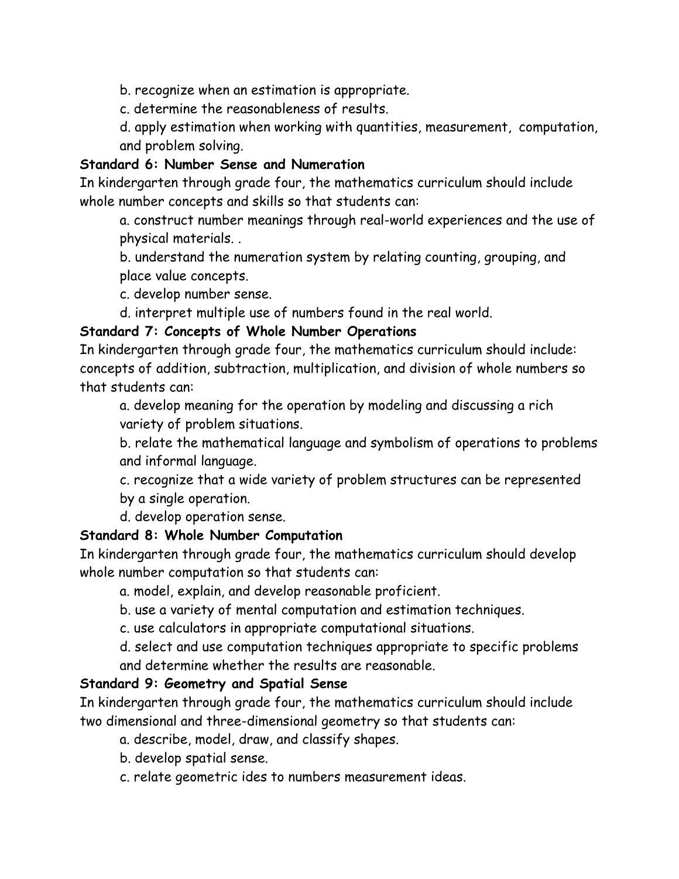b. recognize when an estimation is appropriate.

c. determine the reasonableness of results.

d. apply estimation when working with quantities, measurement, computation, and problem solving.

**Standard 6: Number Sense and Numeration**

In kindergarten through grade four, the mathematics curriculum should include whole number concepts and skills so that students can:

a. construct number meanings through real-world experiences and the use of physical materials. .

b. understand the numeration system by relating counting, grouping, and place value concepts.

c. develop number sense.

d. interpret multiple use of numbers found in the real world.

**Standard 7: Concepts of Whole Number Operations**

In kindergarten through grade four, the mathematics curriculum should include: concepts of addition, subtraction, multiplication, and division of whole numbers so that students can:

a. develop meaning for the operation by modeling and discussing a rich variety of problem situations.

b. relate the mathematical language and symbolism of operations to problems and informal language.

c. recognize that a wide variety of problem structures can be represented by a single operation.

d. develop operation sense.

**Standard 8: Whole Number Computation**

In kindergarten through grade four, the mathematics curriculum should develop whole number computation so that students can:

a. model, explain, and develop reasonable proficient.

b. use a variety of mental computation and estimation techniques.

c. use calculators in appropriate computational situations.

d. select and use computation techniques appropriate to specific problems and determine whether the results are reasonable.

**Standard 9: Geometry and Spatial Sense**

In kindergarten through grade four, the mathematics curriculum should include two dimensional and three-dimensional geometry so that students can:

a. describe, model, draw, and classify shapes.

b. develop spatial sense.

c. relate geometric ides to numbers measurement ideas.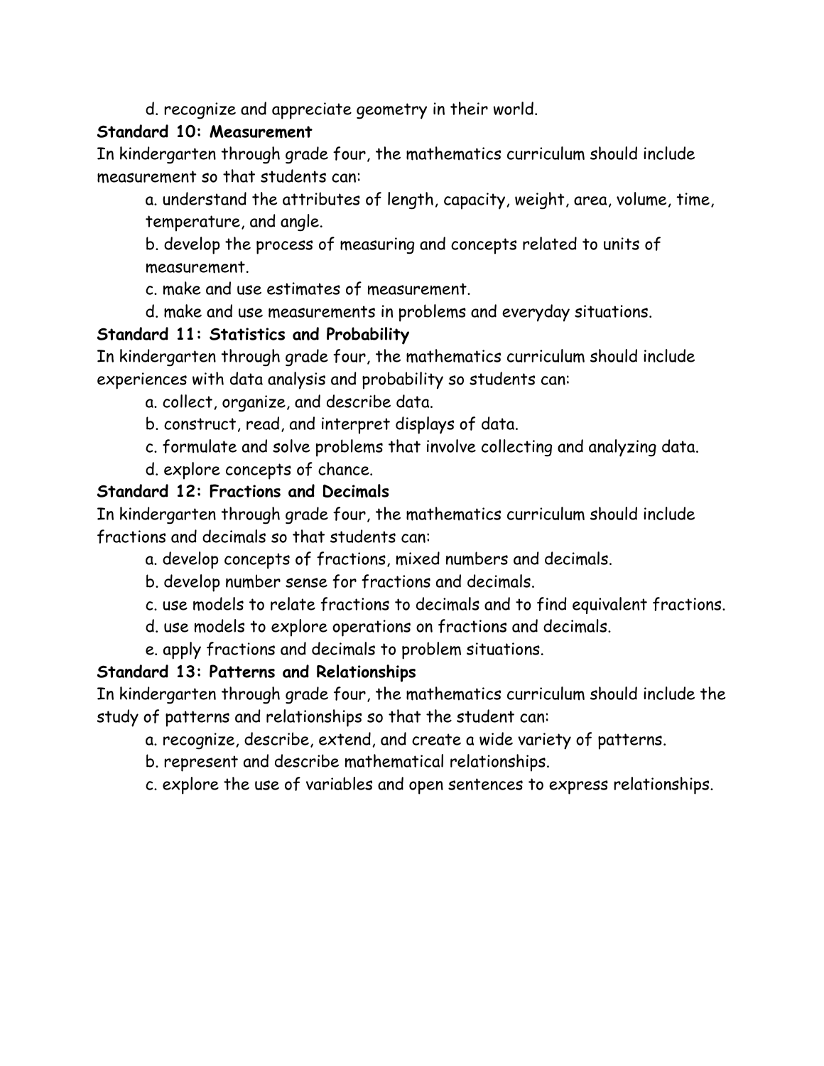d. recognize and appreciate geometry in their world.

**Standard 10: Measurement**

In kindergarten through grade four, the mathematics curriculum should include measurement so that students can:

a. understand the attributes of length, capacity, weight, area, volume, time, temperature, and angle.

b. develop the process of measuring and concepts related to units of measurement.

c. make and use estimates of measurement.

d. make and use measurements in problems and everyday situations.

**Standard 11: Statistics and Probability**

In kindergarten through grade four, the mathematics curriculum should include experiences with data analysis and probability so students can:

a. collect, organize, and describe data.

b. construct, read, and interpret displays of data.

c. formulate and solve problems that involve collecting and analyzing data.

d. explore concepts of chance.

**Standard 12: Fractions and Decimals**

In kindergarten through grade four, the mathematics curriculum should include fractions and decimals so that students can:

a. develop concepts of fractions, mixed numbers and decimals.

b. develop number sense for fractions and decimals.

c. use models to relate fractions to decimals and to find equivalent fractions.

d. use models to explore operations on fractions and decimals.

e. apply fractions and decimals to problem situations.

**Standard 13: Patterns and Relationships**

In kindergarten through grade four, the mathematics curriculum should include the study of patterns and relationships so that the student can:

a. recognize, describe, extend, and create a wide variety of patterns.

b. represent and describe mathematical relationships.

c. explore the use of variables and open sentences to express relationships.